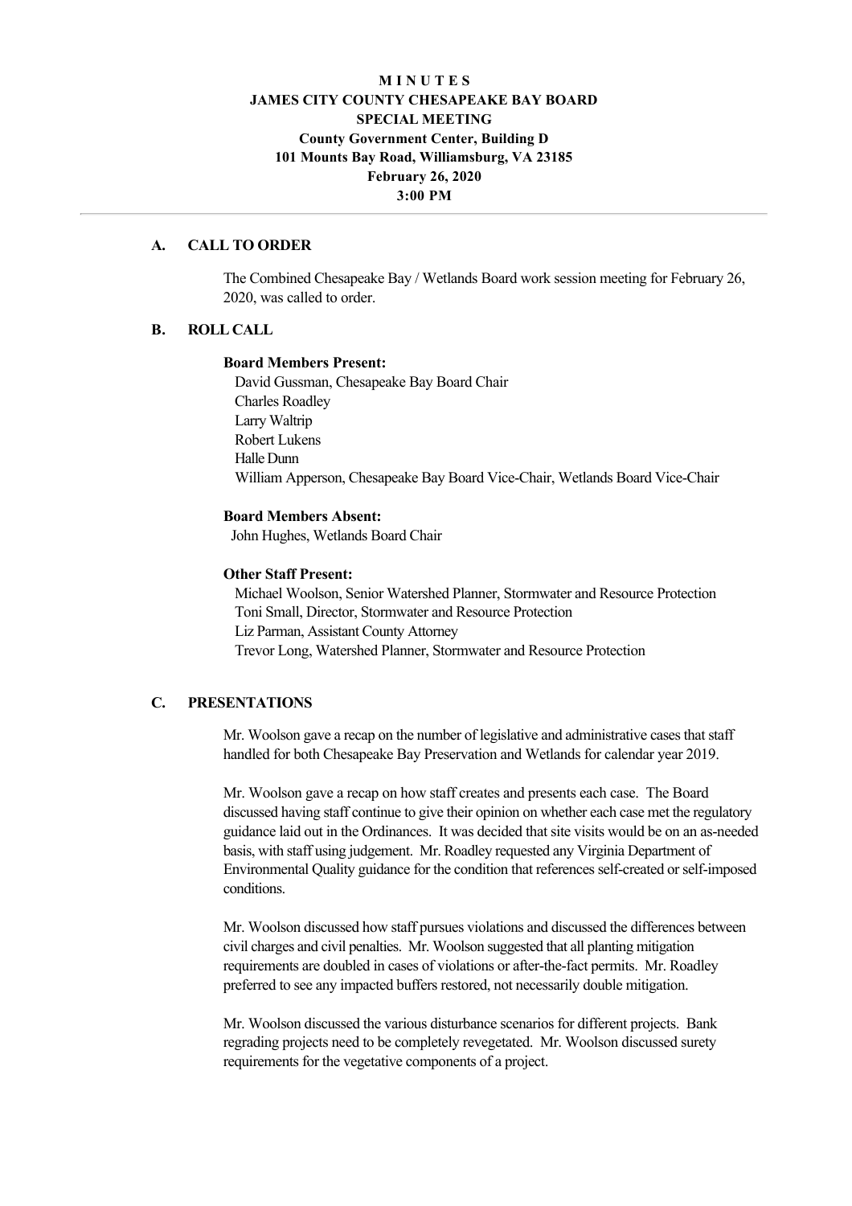# M I N U T E S
# JAMES CITY COUNTY CHESAPEAKE BAY BOARD
## SPECIAL MEETING
### County Government Center, Building D
### 101 Mounts Bay Road, Williamsburg, VA 23185
### February 26, 2020
### 3:00 PM

## A. CALL TO ORDER

The Combined Chesapeake Bay / Wetlands Board work session meeting for February 26, 2020, was called to order.

## B. ROLL CALL

**Board Members Present:**

David Gussman, Chesapeake Bay Board Chair
Charles Roadley
Larry Waltrip
Robert Lukens
Halle Dunn
William Apperson, Chesapeake Bay Board Vice-Chair, Wetlands Board Vice-Chair

**Board Members Absent:**

John Hughes, Wetlands Board Chair

**Other Staff Present:**

Michael Woolson, Senior Watershed Planner, Stormwater and Resource Protection
Toni Small, Director, Stormwater and Resource Protection
Liz Parman, Assistant County Attorney
Trevor Long, Watershed Planner, Stormwater and Resource Protection

## C. PRESENTATIONS

Mr. Woolson gave a recap on the number of legislative and administrative cases that staff handled for both Chesapeake Bay Preservation and Wetlands for calendar year 2019.

Mr. Woolson gave a recap on how staff creates and presents each case. The Board discussed having staff continue to give their opinion on whether each case met the regulatory guidance laid out in the Ordinances. It was decided that site visits would be on an as-needed basis, with staff using judgement. Mr. Roadley requested any Virginia Department of Environmental Quality guidance for the condition that references self-created or self-imposed conditions.

Mr. Woolson discussed how staff pursues violations and discussed the differences between civil charges and civil penalties. Mr. Woolson suggested that all planting mitigation requirements are doubled in cases of violations or after-the-fact permits. Mr. Roadley preferred to see any impacted buffers restored, not necessarily double mitigation.

Mr. Woolson discussed the various disturbance scenarios for different projects. Bank regrading projects need to be completely revegetated. Mr. Woolson discussed surety requirements for the vegetative components of a project.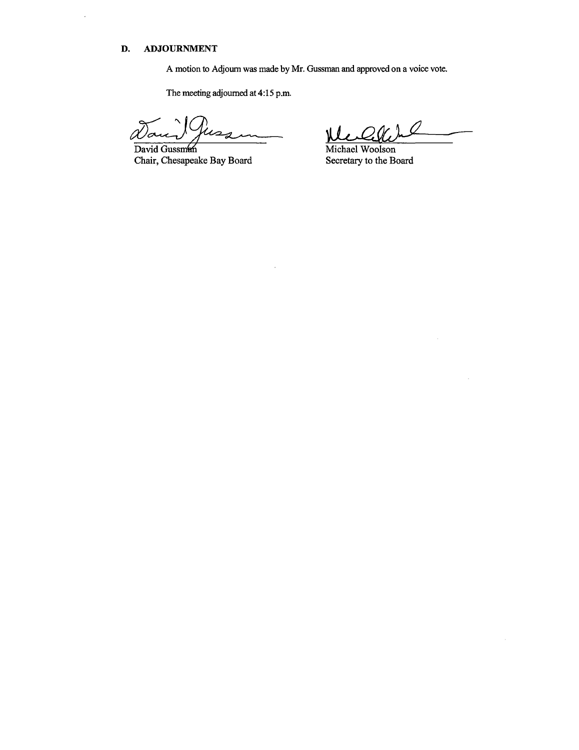## D. ADJOURNMENT

A motion to Adjourn was made by Mr. Gussman and approved on a voice vote.

The meeting adjourned at 4:15 p.m.

David Gussman
Chair, Chesapeake Bay Board

Michael Woolson
Secretary to the Board